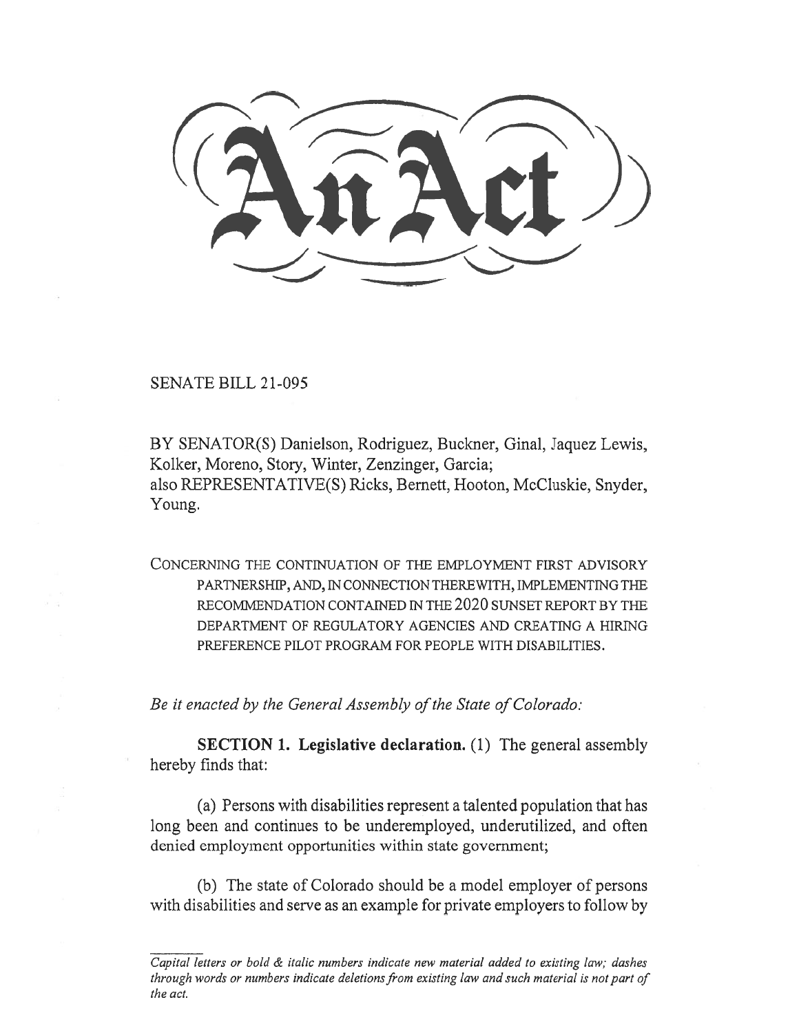# An Act

SENATE BILL 21-095

BY SENATOR(S) Danielson, Rodriguez, Buckner, Ginal, Jaquez Lewis, Kolker, Moreno, Story, Winter, Zenzinger, Garcia;
also REPRESENTATIVE(S) Ricks, Bernett, Hooton, McCluskie, Snyder, Young.

CONCERNING THE CONTINUATION OF THE EMPLOYMENT FIRST ADVISORY PARTNERSHIP, AND, IN CONNECTION THEREWITH, IMPLEMENTING THE RECOMMENDATION CONTAINED IN THE 2020 SUNSET REPORT BY THE DEPARTMENT OF REGULATORY AGENCIES AND CREATING A HIRING PREFERENCE PILOT PROGRAM FOR PEOPLE WITH DISABILITIES.

*Be it enacted by the General Assembly of the State of Colorado:*

**SECTION 1. Legislative declaration.** (1) The general assembly hereby finds that:

(a) Persons with disabilities represent a talented population that has long been and continues to be underemployed, underutilized, and often denied employment opportunities within state government;

(b) The state of Colorado should be a model employer of persons with disabilities and serve as an example for private employers to follow by

---

*Capital letters or bold & italic numbers indicate new material added to existing law; dashes through words or numbers indicate deletions from existing law and such material is not part of the act.*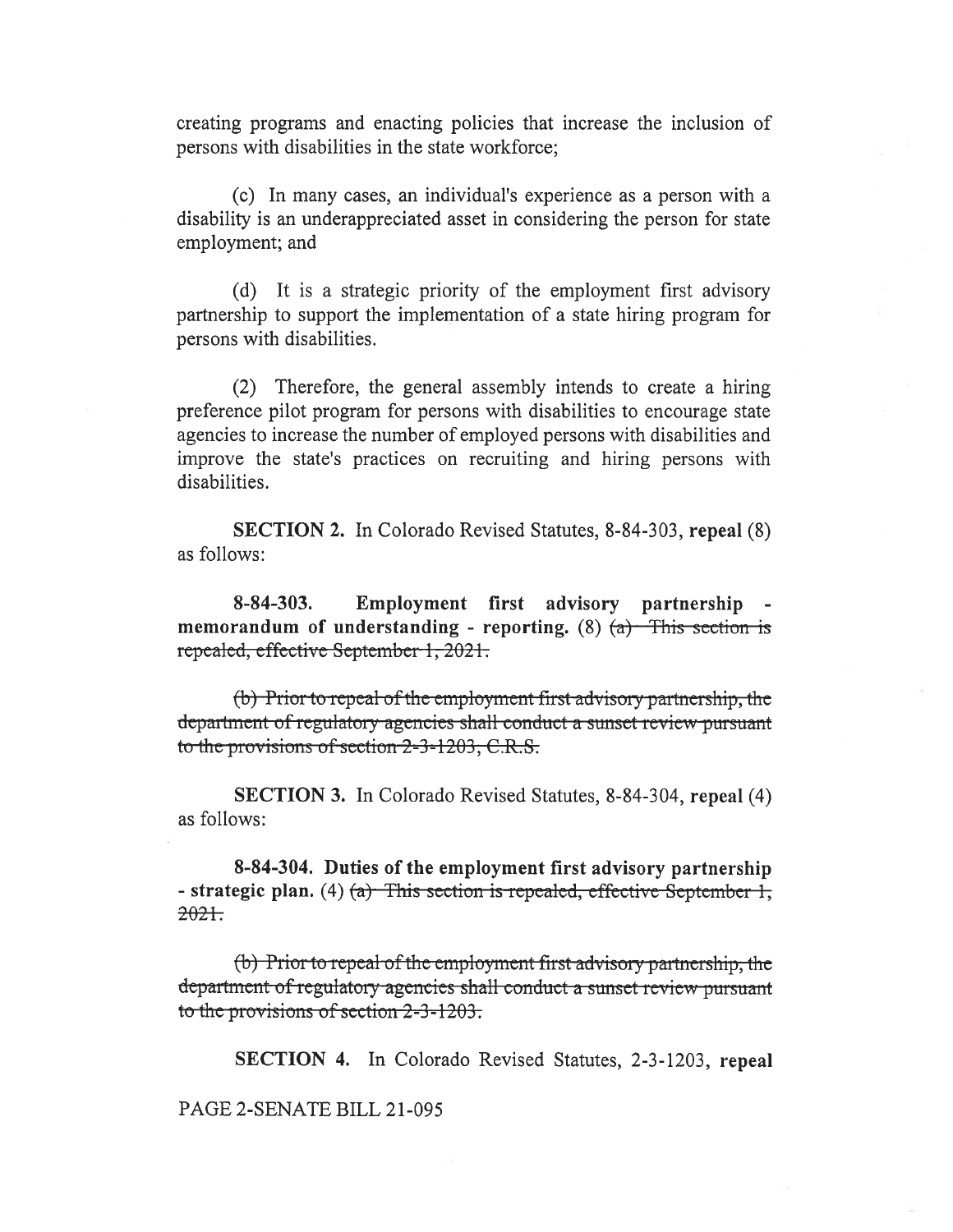creating programs and enacting policies that increase the inclusion of persons with disabilities in the state workforce;

(c) In many cases, an individual's experience as a person with a disability is an underappreciated asset in considering the person for state employment; and

(d) It is a strategic priority of the employment first advisory partnership to support the implementation of a state hiring program for persons with disabilities.

(2) Therefore, the general assembly intends to create a hiring preference pilot program for persons with disabilities to encourage state agencies to increase the number of employed persons with disabilities and improve the state's practices on recruiting and hiring persons with disabilities.

**SECTION 2.** In Colorado Revised Statutes, 8-84-303, **repeal** (8) as follows:

**8-84-303. Employment first advisory partnership - memorandum of understanding - reporting.** (8) ~~(a) This section is repealed, effective September 1, 2021.~~

~~(b) Prior to repeal of the employment first advisory partnership, the department of regulatory agencies shall conduct a sunset review pursuant to the provisions of section 2-3-1203, C.R.S.~~

**SECTION 3.** In Colorado Revised Statutes, 8-84-304, **repeal** (4) as follows:

**8-84-304. Duties of the employment first advisory partnership - strategic plan.** (4) ~~(a) This section is repealed, effective September 1, 2021.~~

~~(b) Prior to repeal of the employment first advisory partnership, the department of regulatory agencies shall conduct a sunset review pursuant to the provisions of section 2-3-1203.~~

**SECTION 4.** In Colorado Revised Statutes, 2-3-1203, **repeal**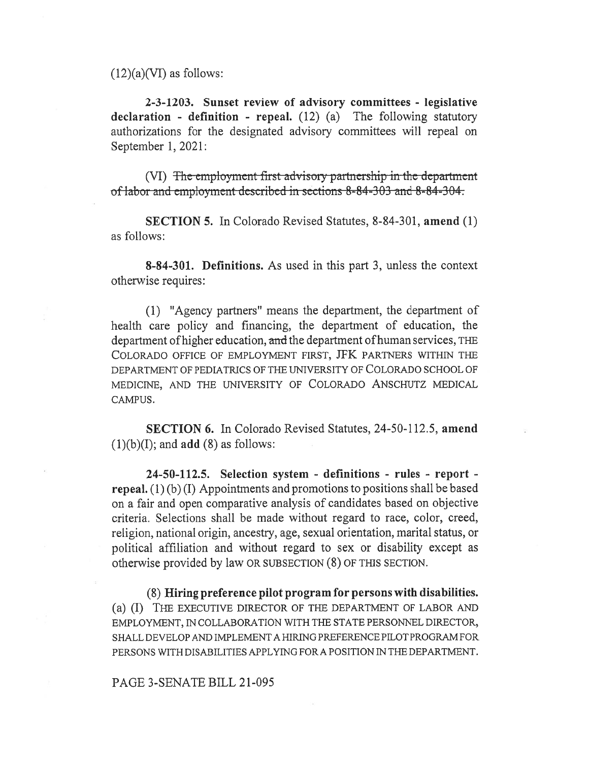(12)(a)(VI) as follows:

**2-3-1203. Sunset review of advisory committees - legislative declaration - definition - repeal.** (12) (a) The following statutory authorizations for the designated advisory committees will repeal on September 1, 2021:

(VI) ~~The employment first advisory partnership in the department of labor and employment described in sections 8-84-303 and 8-84-304.~~

**SECTION 5.** In Colorado Revised Statutes, 8-84-301, **amend** (1) as follows:

**8-84-301. Definitions.** As used in this part 3, unless the context otherwise requires:

(1) "Agency partners" means the department, the department of health care policy and financing, the department of education, the department of higher education, ~~and~~ the department of human services, THE COLORADO OFFICE OF EMPLOYMENT FIRST, JFK PARTNERS WITHIN THE DEPARTMENT OF PEDIATRICS OF THE UNIVERSITY OF COLORADO SCHOOL OF MEDICINE, AND THE UNIVERSITY OF COLORADO ANSCHUTZ MEDICAL CAMPUS.

**SECTION 6.** In Colorado Revised Statutes, 24-50-112.5, **amend** (1)(b)(I); and **add** (8) as follows:

**24-50-112.5. Selection system - definitions - rules - report - repeal.** (1) (b) (I) Appointments and promotions to positions shall be based on a fair and open comparative analysis of candidates based on objective criteria. Selections shall be made without regard to race, color, creed, religion, national origin, ancestry, age, sexual orientation, marital status, or political affiliation and without regard to sex or disability except as otherwise provided by law OR SUBSECTION (8) OF THIS SECTION.

(8) **Hiring preference pilot program for persons with disabilities.** (a) (I) THE EXECUTIVE DIRECTOR OF THE DEPARTMENT OF LABOR AND EMPLOYMENT, IN COLLABORATION WITH THE STATE PERSONNEL DIRECTOR, SHALL DEVELOP AND IMPLEMENT A HIRING PREFERENCE PILOT PROGRAM FOR PERSONS WITH DISABILITIES APPLYING FOR A POSITION IN THE DEPARTMENT.

PAGE 3-SENATE BILL 21-095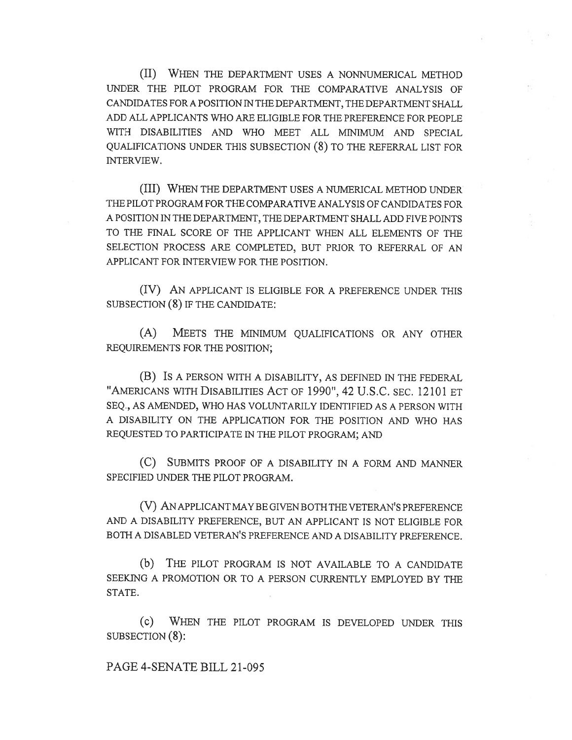(II) WHEN THE DEPARTMENT USES A NONNUMERICAL METHOD UNDER THE PILOT PROGRAM FOR THE COMPARATIVE ANALYSIS OF CANDIDATES FOR A POSITION IN THE DEPARTMENT, THE DEPARTMENT SHALL ADD ALL APPLICANTS WHO ARE ELIGIBLE FOR THE PREFERENCE FOR PEOPLE WITH DISABILITIES AND WHO MEET ALL MINIMUM AND SPECIAL QUALIFICATIONS UNDER THIS SUBSECTION (8) TO THE REFERRAL LIST FOR INTERVIEW.

(III) WHEN THE DEPARTMENT USES A NUMERICAL METHOD UNDER THE PILOT PROGRAM FOR THE COMPARATIVE ANALYSIS OF CANDIDATES FOR A POSITION IN THE DEPARTMENT, THE DEPARTMENT SHALL ADD FIVE POINTS TO THE FINAL SCORE OF THE APPLICANT WHEN ALL ELEMENTS OF THE SELECTION PROCESS ARE COMPLETED, BUT PRIOR TO REFERRAL OF AN APPLICANT FOR INTERVIEW FOR THE POSITION.

(IV) AN APPLICANT IS ELIGIBLE FOR A PREFERENCE UNDER THIS SUBSECTION (8) IF THE CANDIDATE:

(A) MEETS THE MINIMUM QUALIFICATIONS OR ANY OTHER REQUIREMENTS FOR THE POSITION;

(B) IS A PERSON WITH A DISABILITY, AS DEFINED IN THE FEDERAL "AMERICANS WITH DISABILITIES ACT OF 1990", 42 U.S.C. SEC. 12101 ET SEQ., AS AMENDED, WHO HAS VOLUNTARILY IDENTIFIED AS A PERSON WITH A DISABILITY ON THE APPLICATION FOR THE POSITION AND WHO HAS REQUESTED TO PARTICIPATE IN THE PILOT PROGRAM; AND

(C) SUBMITS PROOF OF A DISABILITY IN A FORM AND MANNER SPECIFIED UNDER THE PILOT PROGRAM.

(V) AN APPLICANT MAY BE GIVEN BOTH THE VETERAN'S PREFERENCE AND A DISABILITY PREFERENCE, BUT AN APPLICANT IS NOT ELIGIBLE FOR BOTH A DISABLED VETERAN'S PREFERENCE AND A DISABILITY PREFERENCE.

(b) THE PILOT PROGRAM IS NOT AVAILABLE TO A CANDIDATE SEEKING A PROMOTION OR TO A PERSON CURRENTLY EMPLOYED BY THE STATE.

(c) WHEN THE PILOT PROGRAM IS DEVELOPED UNDER THIS SUBSECTION (8):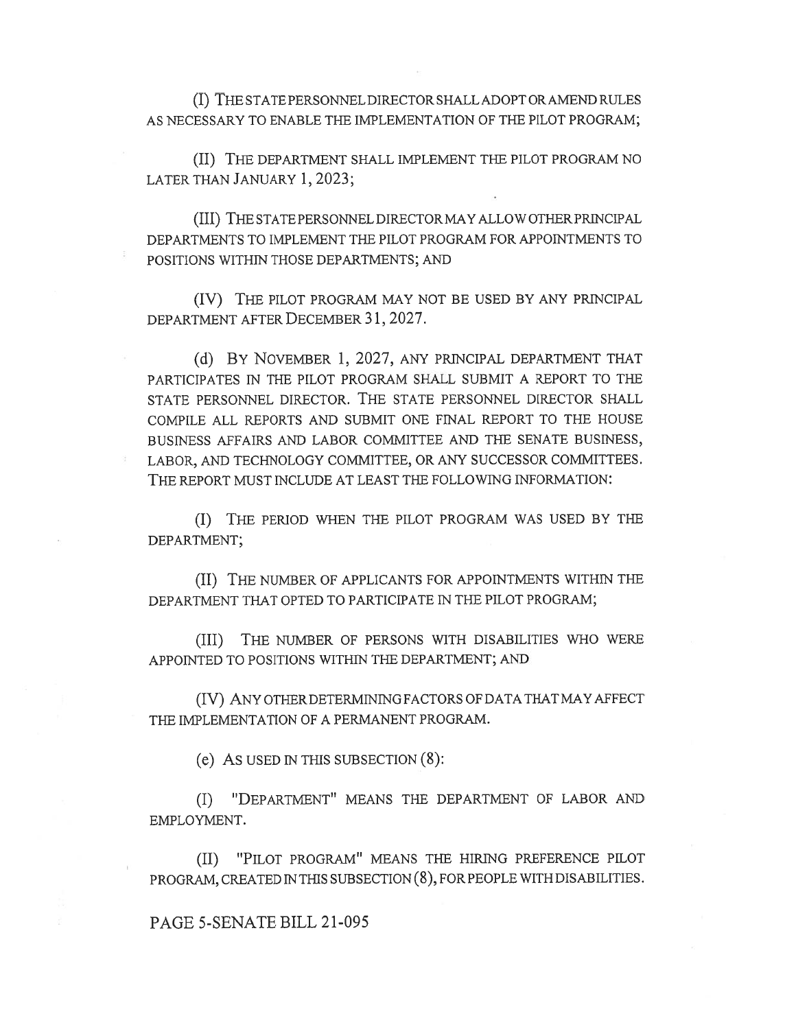(I) THE STATE PERSONNEL DIRECTOR SHALL ADOPT OR AMEND RULES AS NECESSARY TO ENABLE THE IMPLEMENTATION OF THE PILOT PROGRAM;

(II) THE DEPARTMENT SHALL IMPLEMENT THE PILOT PROGRAM NO LATER THAN JANUARY 1, 2023;

(III) THE STATE PERSONNEL DIRECTOR MAY ALLOW OTHER PRINCIPAL DEPARTMENTS TO IMPLEMENT THE PILOT PROGRAM FOR APPOINTMENTS TO POSITIONS WITHIN THOSE DEPARTMENTS; AND

(IV) THE PILOT PROGRAM MAY NOT BE USED BY ANY PRINCIPAL DEPARTMENT AFTER DECEMBER 31, 2027.

(d) BY NOVEMBER 1, 2027, ANY PRINCIPAL DEPARTMENT THAT PARTICIPATES IN THE PILOT PROGRAM SHALL SUBMIT A REPORT TO THE STATE PERSONNEL DIRECTOR. THE STATE PERSONNEL DIRECTOR SHALL COMPILE ALL REPORTS AND SUBMIT ONE FINAL REPORT TO THE HOUSE BUSINESS AFFAIRS AND LABOR COMMITTEE AND THE SENATE BUSINESS, LABOR, AND TECHNOLOGY COMMITTEE, OR ANY SUCCESSOR COMMITTEES. THE REPORT MUST INCLUDE AT LEAST THE FOLLOWING INFORMATION:

(I) THE PERIOD WHEN THE PILOT PROGRAM WAS USED BY THE DEPARTMENT;

(II) THE NUMBER OF APPLICANTS FOR APPOINTMENTS WITHIN THE DEPARTMENT THAT OPTED TO PARTICIPATE IN THE PILOT PROGRAM;

(III) THE NUMBER OF PERSONS WITH DISABILITIES WHO WERE APPOINTED TO POSITIONS WITHIN THE DEPARTMENT; AND

(IV) ANY OTHER DETERMINING FACTORS OF DATA THAT MAY AFFECT THE IMPLEMENTATION OF A PERMANENT PROGRAM.

(e) AS USED IN THIS SUBSECTION (8):

(I) "DEPARTMENT" MEANS THE DEPARTMENT OF LABOR AND EMPLOYMENT.

(II) "PILOT PROGRAM" MEANS THE HIRING PREFERENCE PILOT PROGRAM, CREATED IN THIS SUBSECTION (8), FOR PEOPLE WITH DISABILITIES.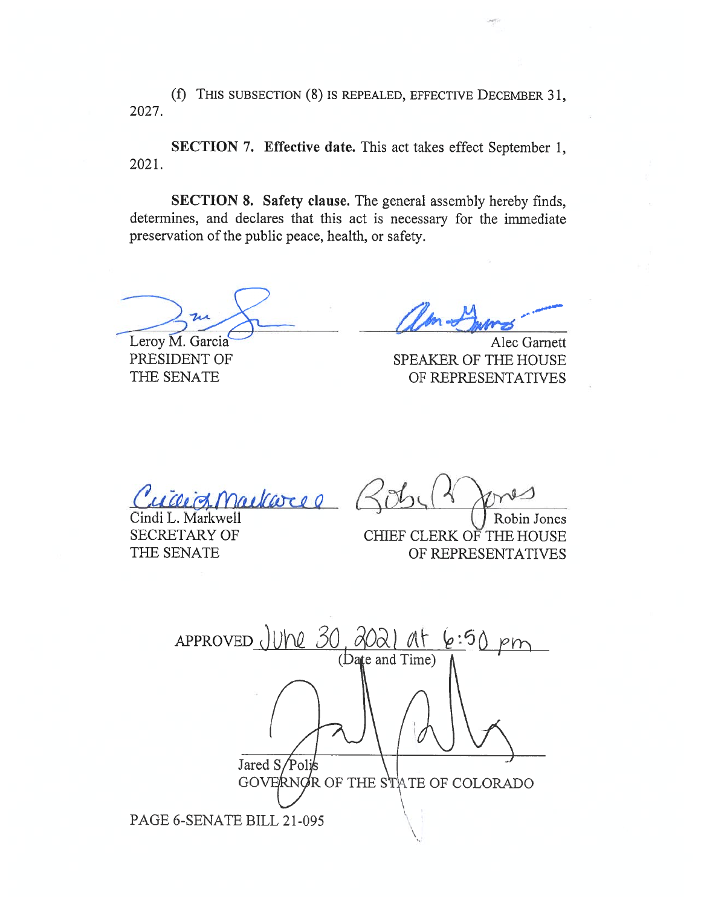(f) THIS SUBSECTION (8) IS REPEALED, EFFECTIVE DECEMBER 31, 2027.

**SECTION 7. Effective date.** This act takes effect September 1, 2021.

**SECTION 8. Safety clause.** The general assembly hereby finds, determines, and declares that this act is necessary for the immediate preservation of the public peace, health, or safety.

Leroy M. Garcia
PRESIDENT OF
THE SENATE

Alec Garnett
SPEAKER OF THE HOUSE
OF REPRESENTATIVES

Cindi L. Markwell
SECRETARY OF
THE SENATE

Robin Jones
CHIEF CLERK OF THE HOUSE
OF REPRESENTATIVES

APPROVED June 30, 2021 at 6:50 pm
(Date and Time)

Jared S. Polis
GOVERNOR OF THE STATE OF COLORADO

PAGE 6-SENATE BILL 21-095